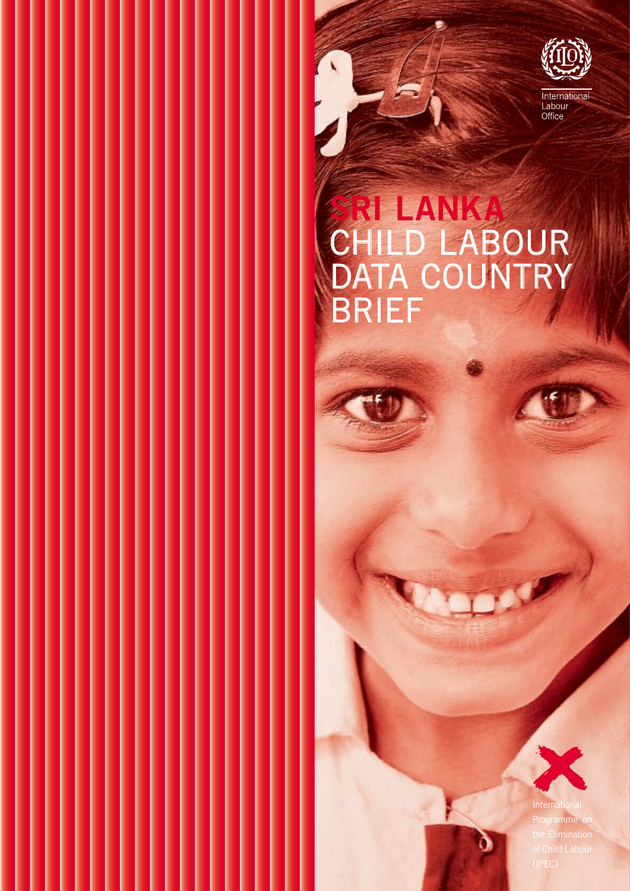International Labour Office

# SRI LANKA CHILD LABOUR DATA COUNTRY BRIEF

International Programme on the Elimination of Child Labour (IPEC)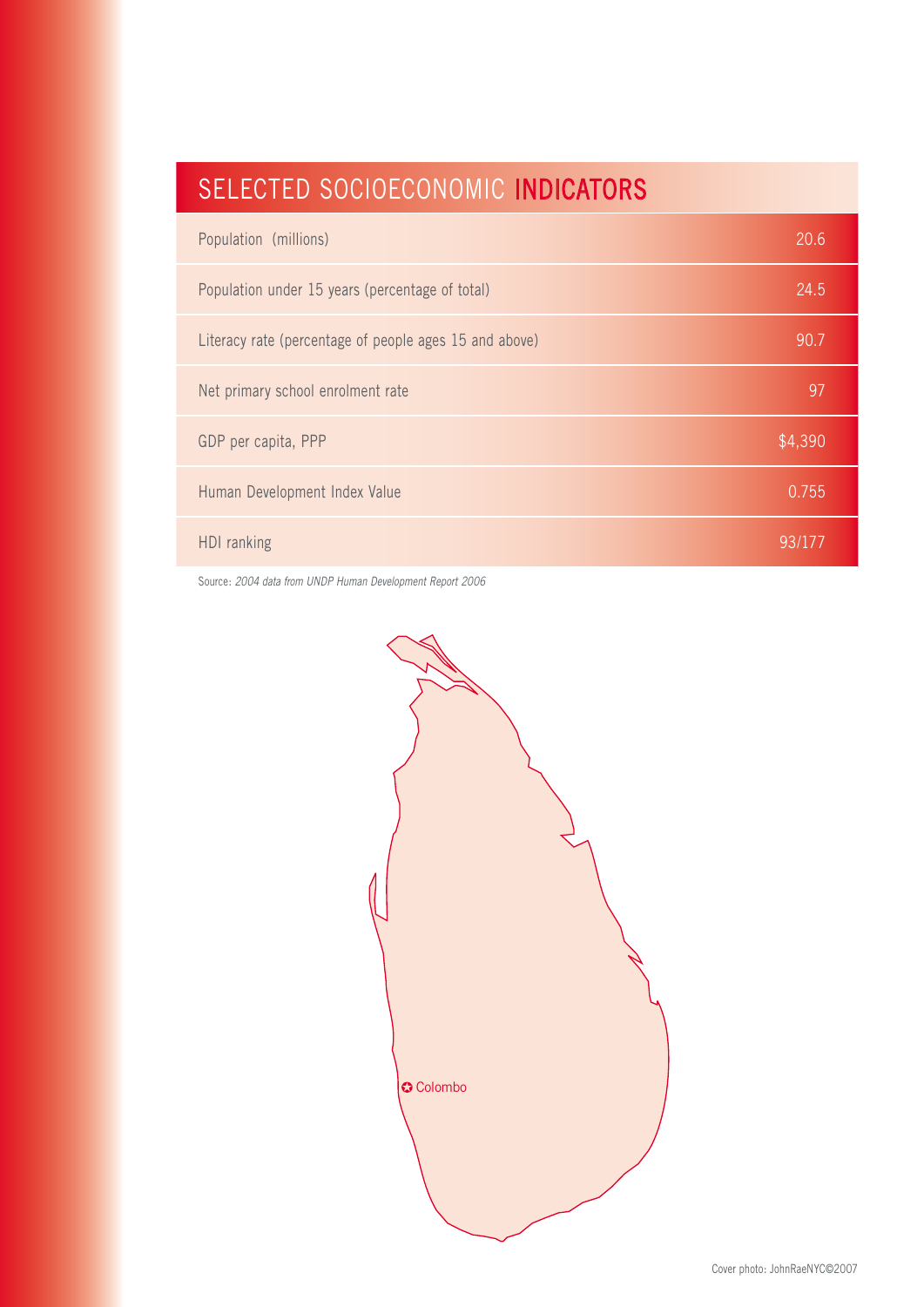## SELECTED SOCIOECONOMIC INDICATORS

| Indicator | Value |
|---|---|
| Population (millions) | 20.6 |
| Population under 15 years (percentage of total) | 24.5 |
| Literacy rate (percentage of people ages 15 and above) | 90.7 |
| Net primary school enrolment rate | 97 |
| GDP per capita, PPP | $4,390 |
| Human Development Index Value | 0.755 |
| HDI ranking | 93/177 |

Source: *2004 data from UNDP Human Development Report 2006*

Colombo

Cover photo: JohnRaeNYC©2007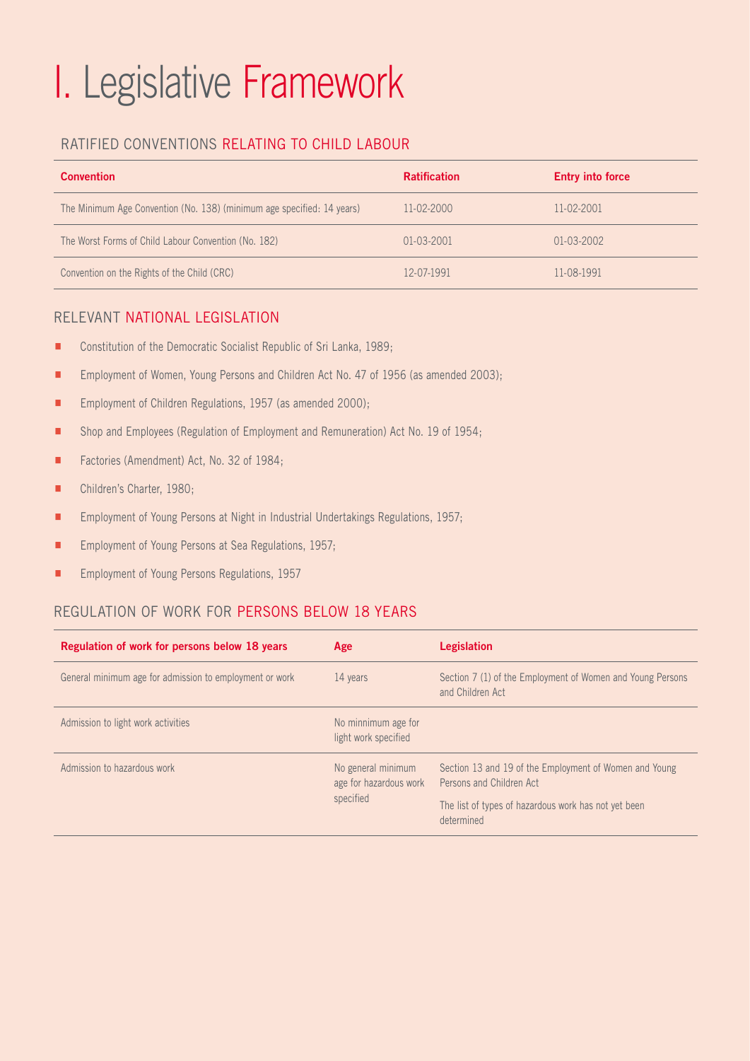# I. Legislative Framework

## RATIFIED CONVENTIONS RELATING TO CHILD LABOUR

| Convention | Ratification | Entry into force |
|---|---|---|
| The Minimum Age Convention (No. 138) (minimum age specified: 14 years) | 11-02-2000 | 11-02-2001 |
| The Worst Forms of Child Labour Convention (No. 182) | 01-03-2001 | 01-03-2002 |
| Convention on the Rights of the Child (CRC) | 12-07-1991 | 11-08-1991 |

## RELEVANT NATIONAL LEGISLATION

- Constitution of the Democratic Socialist Republic of Sri Lanka, 1989;
- Employment of Women, Young Persons and Children Act No. 47 of 1956 (as amended 2003);
- Employment of Children Regulations, 1957 (as amended 2000);
- Shop and Employees (Regulation of Employment and Remuneration) Act No. 19 of 1954;
- Factories (Amendment) Act, No. 32 of 1984;
- Children's Charter, 1980;
- Employment of Young Persons at Night in Industrial Undertakings Regulations, 1957;
- Employment of Young Persons at Sea Regulations, 1957;
- Employment of Young Persons Regulations, 1957

## REGULATION OF WORK FOR PERSONS BELOW 18 YEARS

| Regulation of work for persons below 18 years | Age | Legislation |
|---|---|---|
| General minimum age for admission to employment or work | 14 years | Section 7 (1) of the Employment of Women and Young Persons and Children Act |
| Admission to light work activities | No minnimum age for light work specified | |
| Admission to hazardous work | No general minimum age for hazardous work specified | Section 13 and 19 of the Employment of Women and Young Persons and Children Act<br>The list of types of hazardous work has not yet been determined |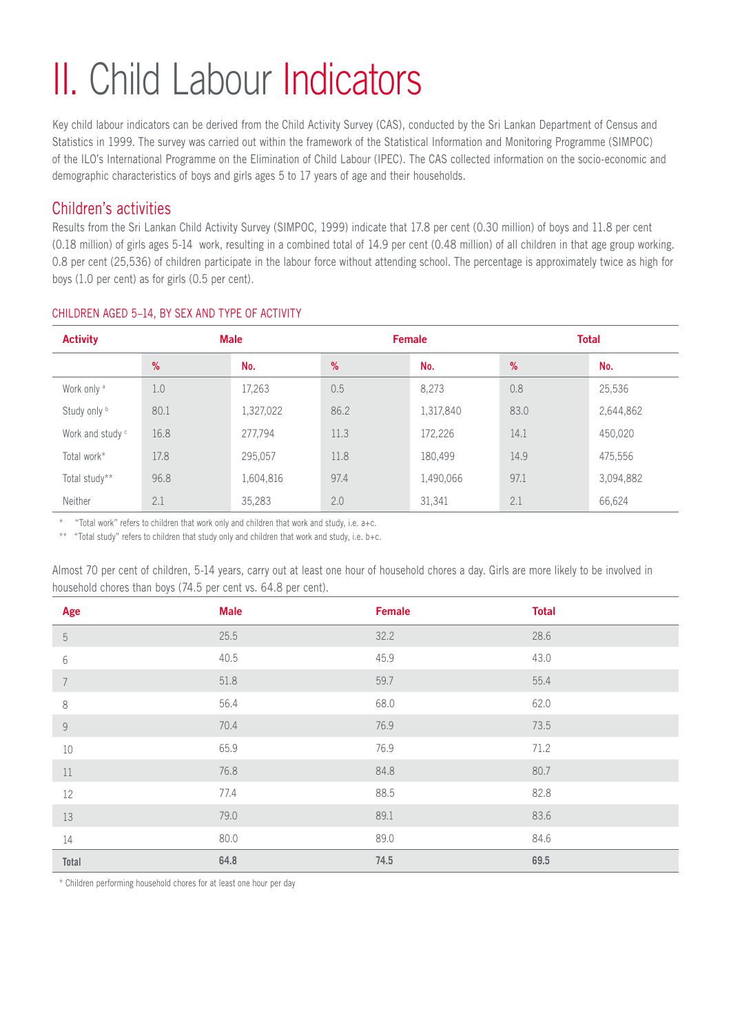# II. Child Labour Indicators

Key child labour indicators can be derived from the Child Activity Survey (CAS), conducted by the Sri Lankan Department of Census and Statistics in 1999. The survey was carried out within the framework of the Statistical Information and Monitoring Programme (SIMPOC) of the ILO's International Programme on the Elimination of Child Labour (IPEC). The CAS collected information on the socio-economic and demographic characteristics of boys and girls ages 5 to 17 years of age and their households.

## Children's activities

Results from the Sri Lankan Child Activity Survey (SIMPOC, 1999) indicate that 17.8 per cent (0.30 million) of boys and 11.8 per cent (0.18 million) of girls ages 5-14 work, resulting in a combined total of 14.9 per cent (0.48 million) of all children in that age group working. 0.8 per cent (25,536) of children participate in the labour force without attending school. The percentage is approximately twice as high for boys (1.0 per cent) as for girls (0.5 per cent).

### CHILDREN AGED 5–14, BY SEX AND TYPE OF ACTIVITY

| Activity | Male | | Female | | Total | |
|---|---|---|---|---|---|---|
| | % | No. | % | No. | % | No. |
| Work only [a] | 1.0 | 17,263 | 0.5 | 8,273 | 0.8 | 25,536 |
| Study only [b] | 80.1 | 1,327,022 | 86.2 | 1,317,840 | 83.0 | 2,644,862 |
| Work and study [c] | 16.8 | 277,794 | 11.3 | 172,226 | 14.1 | 450,020 |
| Total work* | 17.8 | 295,057 | 11.8 | 180,499 | 14.9 | 475,556 |
| Total study** | 96.8 | 1,604,816 | 97.4 | 1,490,066 | 97.1 | 3,094,882 |
| Neither | 2.1 | 35,283 | 2.0 | 31,341 | 2.1 | 66,624 |

\* "Total work" refers to children that work only and children that work and study, i.e. a+c.

\*\* "Total study" refers to children that study only and children that work and study, i.e. b+c.

Almost 70 per cent of children, 5-14 years, carry out at least one hour of household chores a day. Girls are more likely to be involved in household chores than boys (74.5 per cent vs. 64.8 per cent).

| Age | Male | Female | Total |
|---|---|---|---|
| 5 | 25.5 | 32.2 | 28.6 |
| 6 | 40.5 | 45.9 | 43.0 |
| 7 | 51.8 | 59.7 | 55.4 |
| 8 | 56.4 | 68.0 | 62.0 |
| 9 | 70.4 | 76.9 | 73.5 |
| 10 | 65.9 | 76.9 | 71.2 |
| 11 | 76.8 | 84.8 | 80.7 |
| 12 | 77.4 | 88.5 | 82.8 |
| 13 | 79.0 | 89.1 | 83.6 |
| 14 | 80.0 | 89.0 | 84.6 |
| **Total** | **64.8** | **74.5** | **69.5** |

\* Children performing household chores for at least one hour per day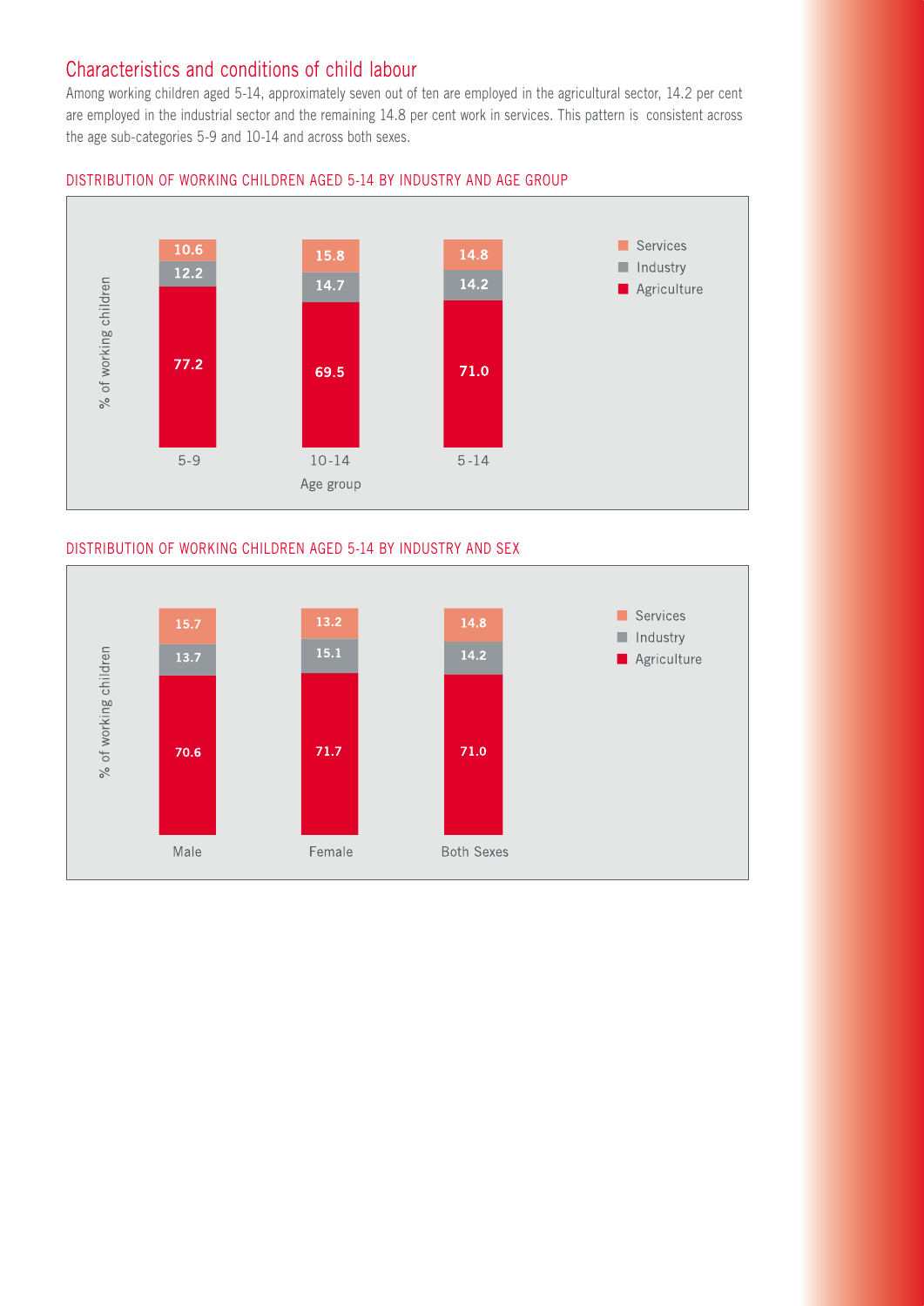## Characteristics and conditions of child labour

Among working children aged 5-14, approximately seven out of ten are employed in the agricultural sector, 14.2 per cent are employed in the industrial sector and the remaining 14.8 per cent work in services. This pattern is consistent across the age sub-categories 5-9 and 10-14 and across both sexes.

### DISTRIBUTION OF WORKING CHILDREN AGED 5-14 BY INDUSTRY AND AGE GROUP

| Age group | Agriculture | Industry | Services |
|---|---|---|---|
| 5-9 | 77.2 | 12.2 | 10.6 |
| 10-14 | 69.5 | 14.7 | 15.8 |
| 5-14 | 71.0 | 14.2 | 14.8 |

% of working children

### DISTRIBUTION OF WORKING CHILDREN AGED 5-14 BY INDUSTRY AND SEX

| Sex | Agriculture | Industry | Services |
|---|---|---|---|
| Male | 70.6 | 13.7 | 15.7 |
| Female | 71.7 | 15.1 | 13.2 |
| Both Sexes | 71.0 | 14.2 | 14.8 |

% of working children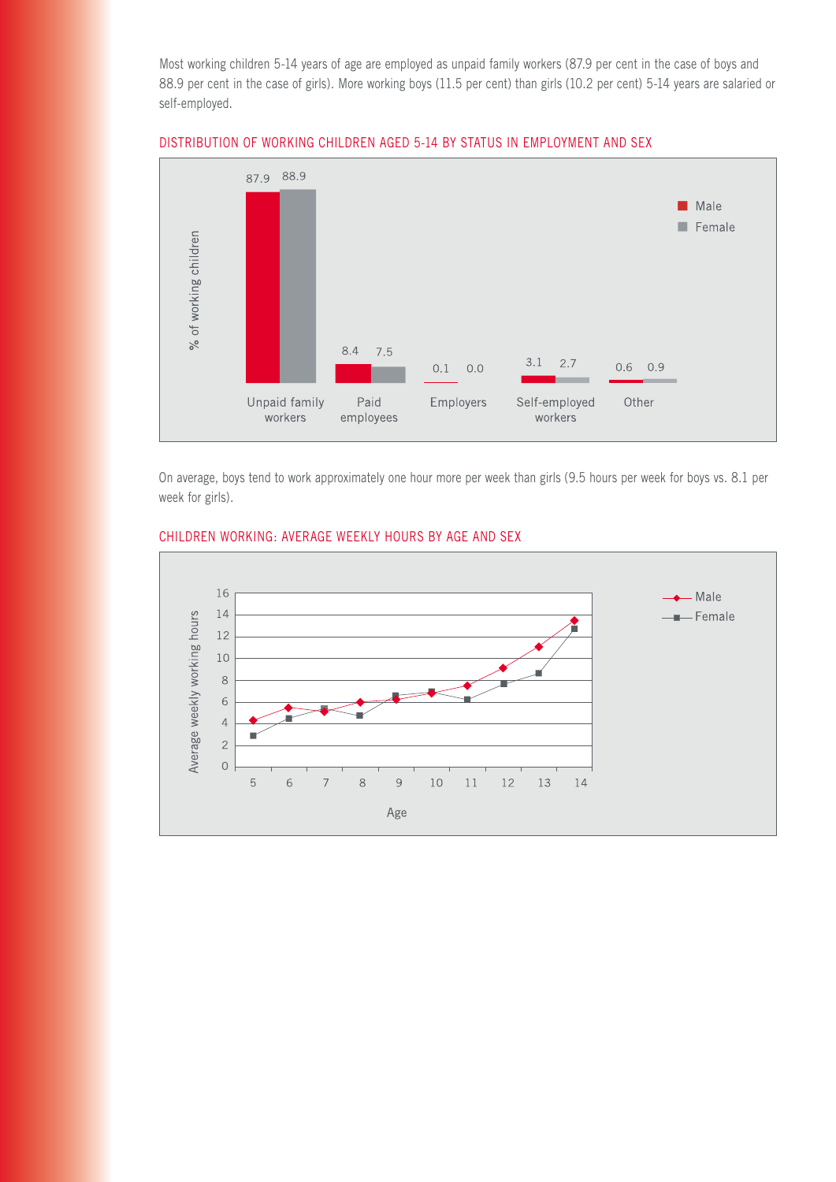Most working children 5-14 years of age are employed as unpaid family workers (87.9 per cent in the case of boys and 88.9 per cent in the case of girls). More working boys (11.5 per cent) than girls (10.2 per cent) 5-14 years are salaried or self-employed.

## DISTRIBUTION OF WORKING CHILDREN AGED 5-14 BY STATUS IN EMPLOYMENT AND SEX

| % of working children | Male | Female |
|---|---|---|
| Unpaid family workers | 87.9 | 88.9 |
| Paid employees | 8.4 | 7.5 |
| Employers | 0.1 | 0.0 |
| Self-employed workers | 3.1 | 2.7 |
| Other | 0.6 | 0.9 |

On average, boys tend to work approximately one hour more per week than girls (9.5 hours per week for boys vs. 8.1 per week for girls).

## CHILDREN WORKING: AVERAGE WEEKLY HOURS BY AGE AND SEX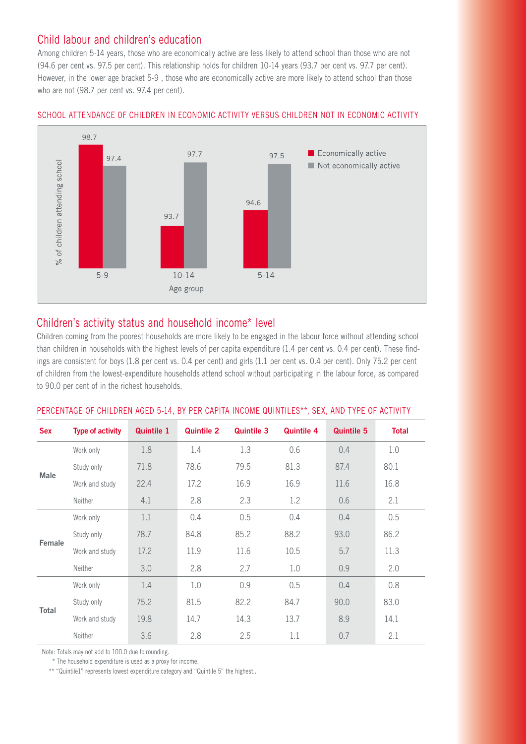## Child labour and children's education

Among children 5-14 years, those who are economically active are less likely to attend school than those who are not (94.6 per cent vs. 97.5 per cent). This relationship holds for children 10-14 years (93.7 per cent vs. 97.7 per cent). However, in the lower age bracket 5-9 , those who are economically active are more likely to attend school than those who are not (98.7 per cent vs. 97.4 per cent).

SCHOOL ATTENDANCE OF CHILDREN IN ECONOMIC ACTIVITY VERSUS CHILDREN NOT IN ECONOMIC ACTIVITY

| Age group | Economically active | Not economically active |
|---|---|---|
| 5-9 | 98.7 | 97.4 |
| 10-14 | 93.7 | 97.7 |
| 5-14 | 94.6 | 97.5 |

## Children's activity status and household income* level

Children coming from the poorest households are more likely to be engaged in the labour force without attending school than children in households with the highest levels of per capita expenditure (1.4 per cent vs. 0.4 per cent). These findings are consistent for boys (1.8 per cent vs. 0.4 per cent) and girls (1.1 per cent vs. 0.4 per cent). Only 75.2 per cent of children from the lowest-expenditure households attend school without participating in the labour force, as compared to 90.0 per cent of in the richest households.

PERCENTAGE OF CHILDREN AGED 5-14, BY PER CAPITA INCOME QUINTILES**, SEX, AND TYPE OF ACTIVITY

| Sex | Type of activity | Quintile 1 | Quintile 2 | Quintile 3 | Quintile 4 | Quintile 5 | Total |
|---|---|---|---|---|---|---|---|
| Male | Work only | 1.8 | 1.4 | 1.3 | 0.6 | 0.4 | 1.0 |
| | Study only | 71.8 | 78.6 | 79.5 | 81.3 | 87.4 | 80.1 |
| | Work and study | 22.4 | 17.2 | 16.9 | 16.9 | 11.6 | 16.8 |
| | Neither | 4.1 | 2.8 | 2.3 | 1.2 | 0.6 | 2.1 |
| Female | Work only | 1.1 | 0.4 | 0.5 | 0.4 | 0.4 | 0.5 |
| | Study only | 78.7 | 84.8 | 85.2 | 88.2 | 93.0 | 86.2 |
| | Work and study | 17.2 | 11.9 | 11.6 | 10.5 | 5.7 | 11.3 |
| | Neither | 3.0 | 2.8 | 2.7 | 1.0 | 0.9 | 2.0 |
| Total | Work only | 1.4 | 1.0 | 0.9 | 0.5 | 0.4 | 0.8 |
| | Study only | 75.2 | 81.5 | 82.2 | 84.7 | 90.0 | 83.0 |
| | Work and study | 19.8 | 14.7 | 14.3 | 13.7 | 8.9 | 14.1 |
| | Neither | 3.6 | 2.8 | 2.5 | 1.1 | 0.7 | 2.1 |

Note: Totals may not add to 100.0 due to rounding.

* The household expenditure is used as a proxy for income.

** "Quintile1" represents lowest expenditure category and "Quintile 5" the highest..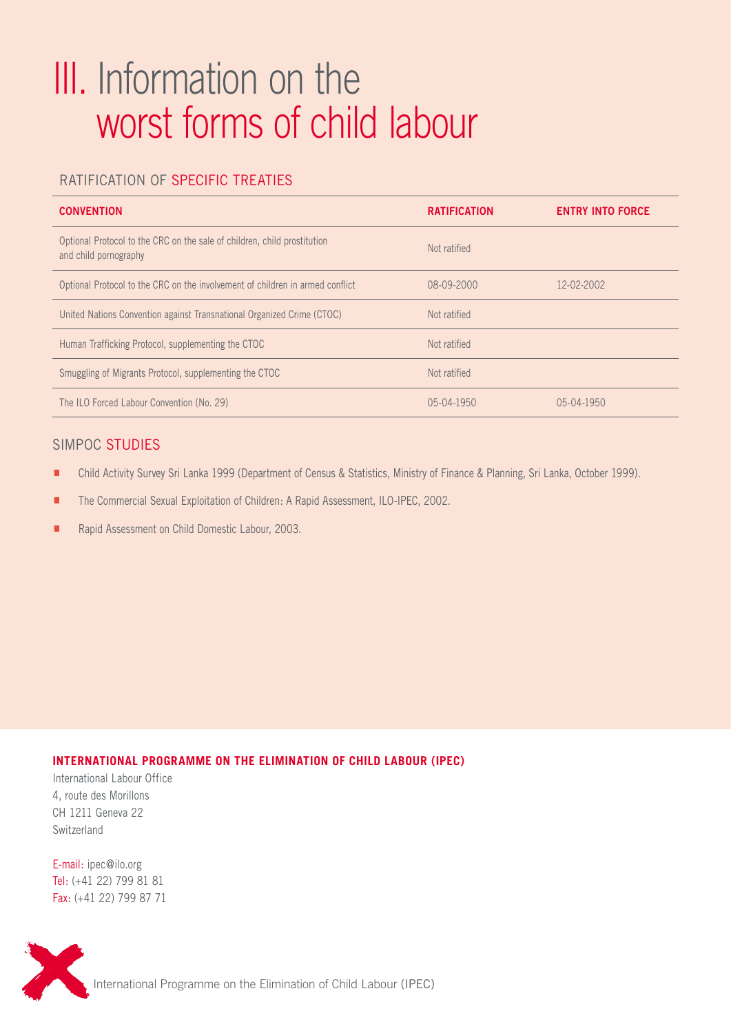# III. Information on the worst forms of child labour

## RATIFICATION OF SPECIFIC TREATIES

| CONVENTION | RATIFICATION | ENTRY INTO FORCE |
|---|---|---|
| Optional Protocol to the CRC on the sale of children, child prostitution and child pornography | Not ratified | |
| Optional Protocol to the CRC on the involvement of children in armed conflict | 08-09-2000 | 12-02-2002 |
| United Nations Convention against Transnational Organized Crime (CTOC) | Not ratified | |
| Human Trafficking Protocol, supplementing the CTOC | Not ratified | |
| Smuggling of Migrants Protocol, supplementing the CTOC | Not ratified | |
| The ILO Forced Labour Convention (No. 29) | 05-04-1950 | 05-04-1950 |

## SIMPOC STUDIES

- Child Activity Survey Sri Lanka 1999 (Department of Census & Statistics, Ministry of Finance & Planning, Sri Lanka, October 1999).
- The Commercial Sexual Exploitation of Children: A Rapid Assessment, ILO-IPEC, 2002.
- Rapid Assessment on Child Domestic Labour, 2003.

**INTERNATIONAL PROGRAMME ON THE ELIMINATION OF CHILD LABOUR (IPEC)**

International Labour Office
4, route des Morillons
CH 1211 Geneva 22
Switzerland

E-mail: ipec@ilo.org
Tel: (+41 22) 799 81 81
Fax: (+41 22) 799 87 71

International Programme on the Elimination of Child Labour (IPEC)